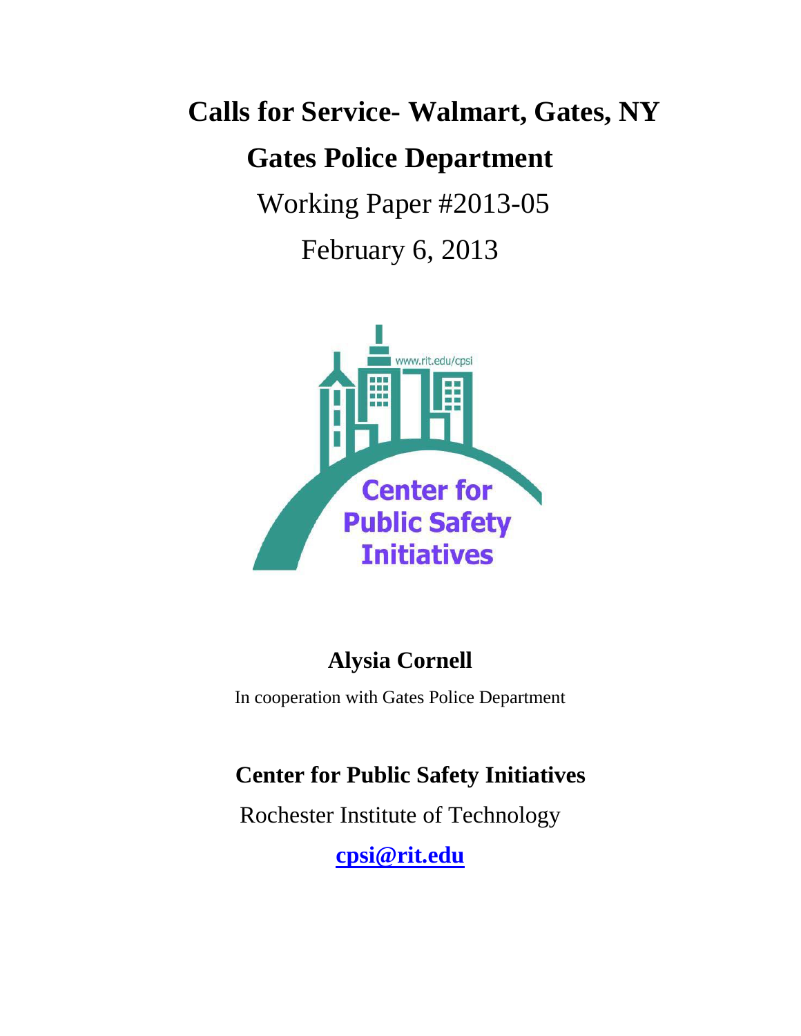# Calls for Service- Walmart, Gates, NY

## Gates Police Department

Working Paper #2013-05

February 6, 2013

**Alysia Cornell**

In cooperation with Gates Police Department

**Center for Public Safety Initiatives**

Rochester Institute of Technology

**cpsi@rit.edu**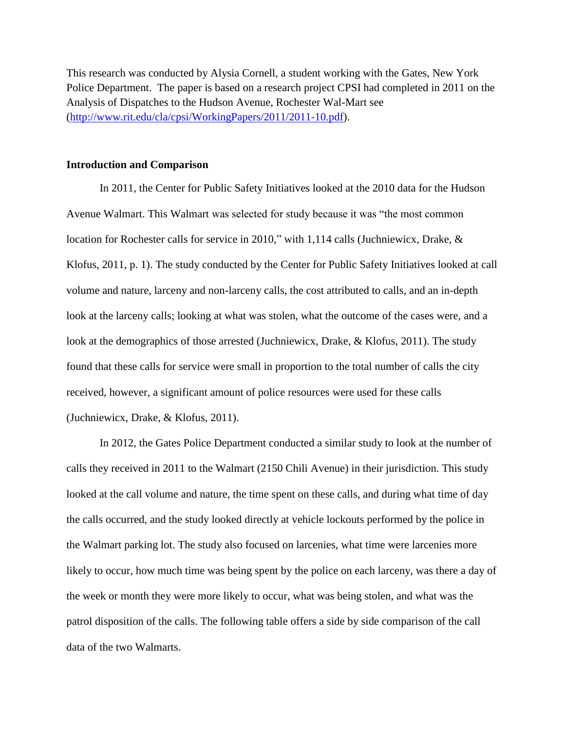This research was conducted by Alysia Cornell, a student working with the Gates, New York Police Department. The paper is based on a research project CPSI had completed in 2011 on the Analysis of Dispatches to the Hudson Avenue, Rochester Wal-Mart see (http://www.rit.edu/cla/cpsi/WorkingPapers/2011/2011-10.pdf).

**Introduction and Comparison**

In 2011, the Center for Public Safety Initiatives looked at the 2010 data for the Hudson Avenue Walmart. This Walmart was selected for study because it was "the most common location for Rochester calls for service in 2010," with 1,114 calls (Juchniewicx, Drake, & Klofus, 2011, p. 1). The study conducted by the Center for Public Safety Initiatives looked at call volume and nature, larceny and non-larceny calls, the cost attributed to calls, and an in-depth look at the larceny calls; looking at what was stolen, what the outcome of the cases were, and a look at the demographics of those arrested (Juchniewicx, Drake, & Klofus, 2011). The study found that these calls for service were small in proportion to the total number of calls the city received, however, a significant amount of police resources were used for these calls (Juchniewicx, Drake, & Klofus, 2011).

In 2012, the Gates Police Department conducted a similar study to look at the number of calls they received in 2011 to the Walmart (2150 Chili Avenue) in their jurisdiction. This study looked at the call volume and nature, the time spent on these calls, and during what time of day the calls occurred, and the study looked directly at vehicle lockouts performed by the police in the Walmart parking lot. The study also focused on larcenies, what time were larcenies more likely to occur, how much time was being spent by the police on each larceny, was there a day of the week or month they were more likely to occur, what was being stolen, and what was the patrol disposition of the calls. The following table offers a side by side comparison of the call data of the two Walmarts.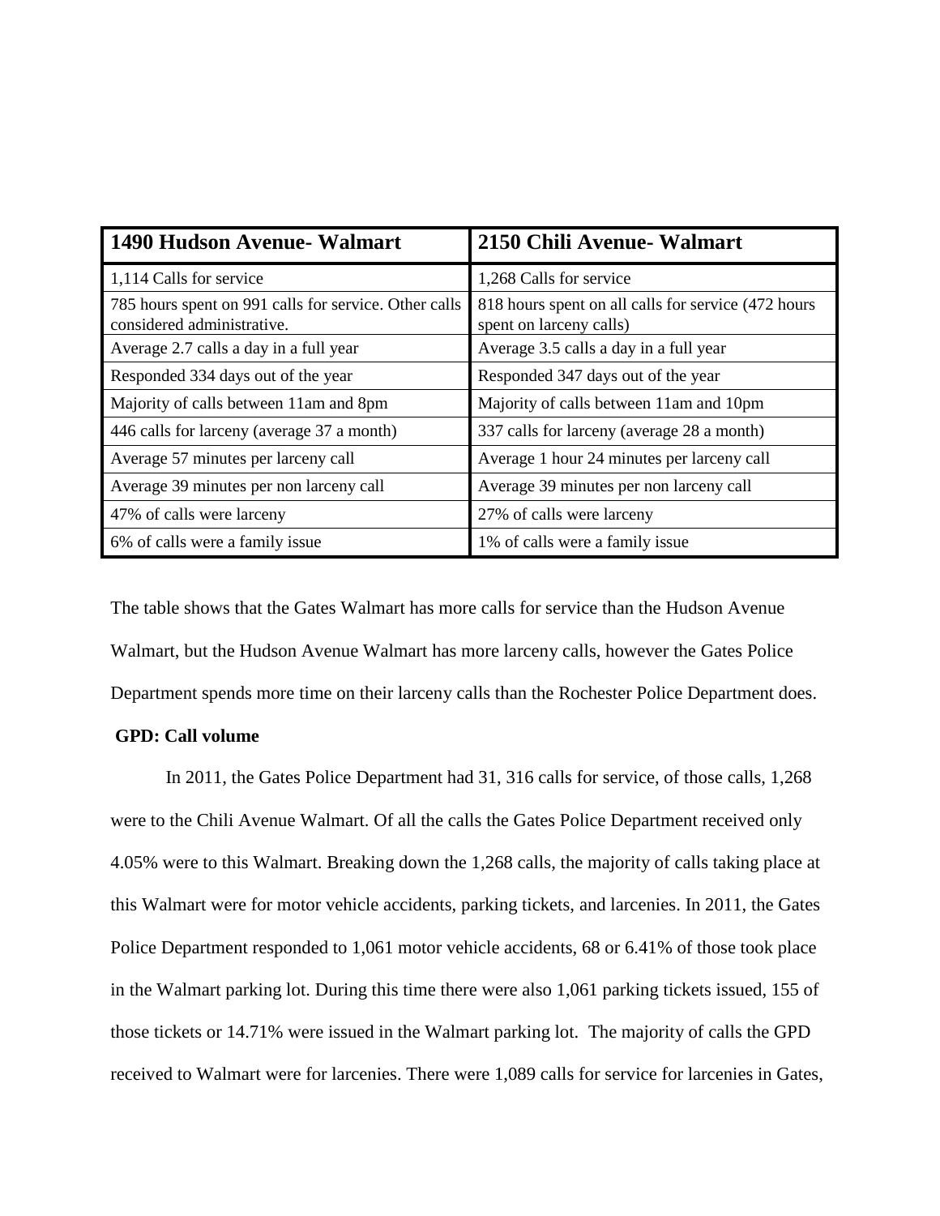| 1490 Hudson Avenue- Walmart | 2150 Chili Avenue- Walmart |
|---|---|
| 1,114 Calls for service | 1,268 Calls for service |
| 785 hours spent on 991 calls for service. Other calls considered administrative. | 818 hours spent on all calls for service (472 hours spent on larceny calls) |
| Average 2.7 calls a day in a full year | Average 3.5 calls a day in a full year |
| Responded 334 days out of the year | Responded 347 days out of the year |
| Majority of calls between 11am and 8pm | Majority of calls between 11am and 10pm |
| 446 calls for larceny (average 37 a month) | 337 calls for larceny (average 28 a month) |
| Average 57 minutes per larceny call | Average 1 hour 24 minutes per larceny call |
| Average 39 minutes per non larceny call | Average 39 minutes per non larceny call |
| 47% of calls were larceny | 27% of calls were larceny |
| 6% of calls were a family issue | 1% of calls were a family issue |

The table shows that the Gates Walmart has more calls for service than the Hudson Avenue Walmart, but the Hudson Avenue Walmart has more larceny calls, however the Gates Police Department spends more time on their larceny calls than the Rochester Police Department does.

**GPD: Call volume**

In 2011, the Gates Police Department had 31, 316 calls for service, of those calls, 1,268 were to the Chili Avenue Walmart. Of all the calls the Gates Police Department received only 4.05% were to this Walmart. Breaking down the 1,268 calls, the majority of calls taking place at this Walmart were for motor vehicle accidents, parking tickets, and larcenies. In 2011, the Gates Police Department responded to 1,061 motor vehicle accidents, 68 or 6.41% of those took place in the Walmart parking lot. During this time there were also 1,061 parking tickets issued, 155 of those tickets or 14.71% were issued in the Walmart parking lot. The majority of calls the GPD received to Walmart were for larcenies. There were 1,089 calls for service for larcenies in Gates,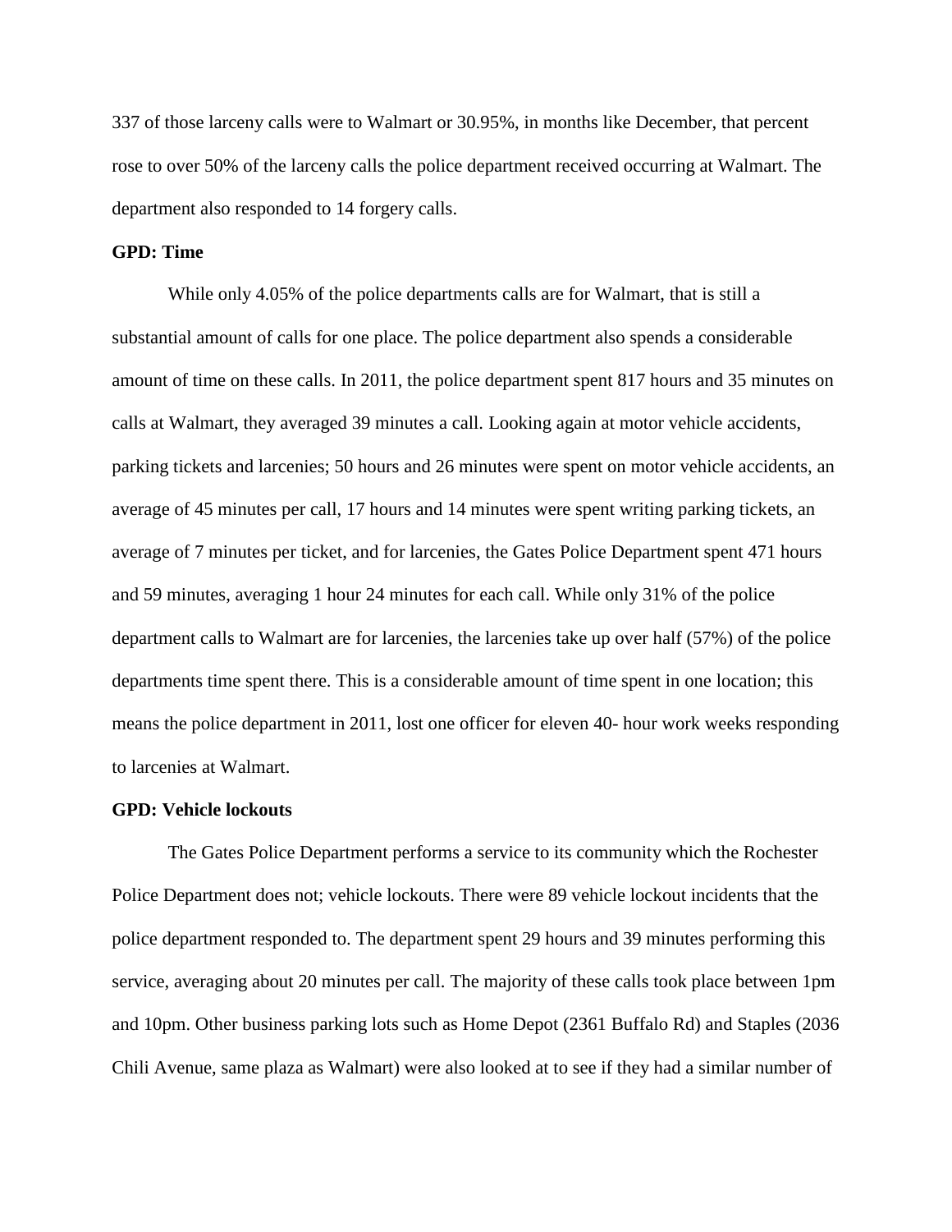337 of those larceny calls were to Walmart or 30.95%, in months like December, that percent rose to over 50% of the larceny calls the police department received occurring at Walmart. The department also responded to 14 forgery calls.

**GPD: Time**

While only 4.05% of the police departments calls are for Walmart, that is still a substantial amount of calls for one place. The police department also spends a considerable amount of time on these calls. In 2011, the police department spent 817 hours and 35 minutes on calls at Walmart, they averaged 39 minutes a call. Looking again at motor vehicle accidents, parking tickets and larcenies; 50 hours and 26 minutes were spent on motor vehicle accidents, an average of 45 minutes per call, 17 hours and 14 minutes were spent writing parking tickets, an average of 7 minutes per ticket, and for larcenies, the Gates Police Department spent 471 hours and 59 minutes, averaging 1 hour 24 minutes for each call. While only 31% of the police department calls to Walmart are for larcenies, the larcenies take up over half (57%) of the police departments time spent there. This is a considerable amount of time spent in one location; this means the police department in 2011, lost one officer for eleven 40- hour work weeks responding to larcenies at Walmart.

**GPD: Vehicle lockouts**

The Gates Police Department performs a service to its community which the Rochester Police Department does not; vehicle lockouts. There were 89 vehicle lockout incidents that the police department responded to. The department spent 29 hours and 39 minutes performing this service, averaging about 20 minutes per call. The majority of these calls took place between 1pm and 10pm. Other business parking lots such as Home Depot (2361 Buffalo Rd) and Staples (2036 Chili Avenue, same plaza as Walmart) were also looked at to see if they had a similar number of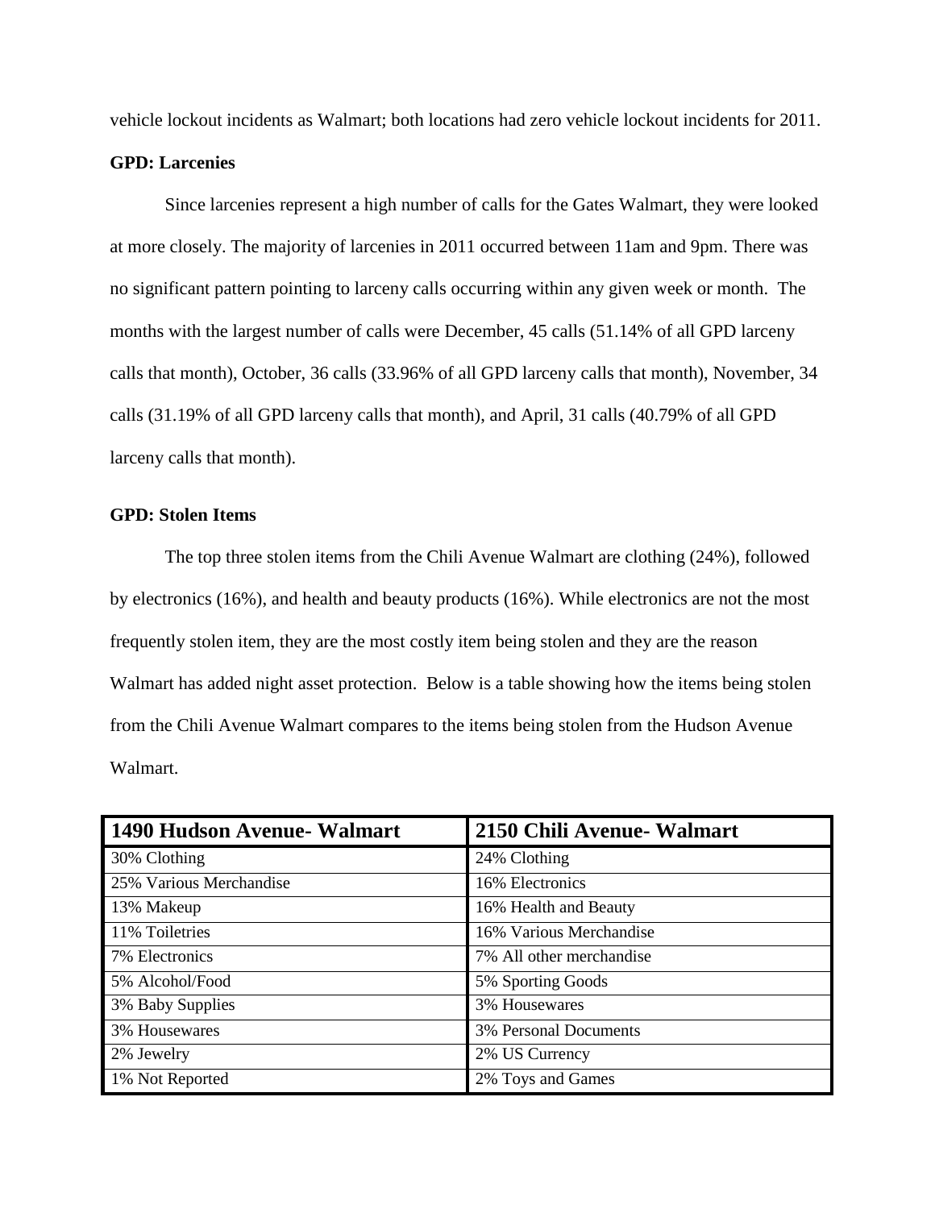vehicle lockout incidents as Walmart; both locations had zero vehicle lockout incidents for 2011.

**GPD: Larcenies**

Since larcenies represent a high number of calls for the Gates Walmart, they were looked at more closely. The majority of larcenies in 2011 occurred between 11am and 9pm. There was no significant pattern pointing to larceny calls occurring within any given week or month. The months with the largest number of calls were December, 45 calls (51.14% of all GPD larceny calls that month), October, 36 calls (33.96% of all GPD larceny calls that month), November, 34 calls (31.19% of all GPD larceny calls that month), and April, 31 calls (40.79% of all GPD larceny calls that month).

**GPD: Stolen Items**

The top three stolen items from the Chili Avenue Walmart are clothing (24%), followed by electronics (16%), and health and beauty products (16%). While electronics are not the most frequently stolen item, they are the most costly item being stolen and they are the reason Walmart has added night asset protection. Below is a table showing how the items being stolen from the Chili Avenue Walmart compares to the items being stolen from the Hudson Avenue Walmart.

| 1490 Hudson Avenue- Walmart | 2150 Chili Avenue- Walmart |
|---|---|
| 30% Clothing | 24% Clothing |
| 25% Various Merchandise | 16% Electronics |
| 13% Makeup | 16% Health and Beauty |
| 11% Toiletries | 16% Various Merchandise |
| 7% Electronics | 7% All other merchandise |
| 5% Alcohol/Food | 5% Sporting Goods |
| 3% Baby Supplies | 3% Housewares |
| 3% Housewares | 3% Personal Documents |
| 2% Jewelry | 2% US Currency |
| 1% Not Reported | 2% Toys and Games |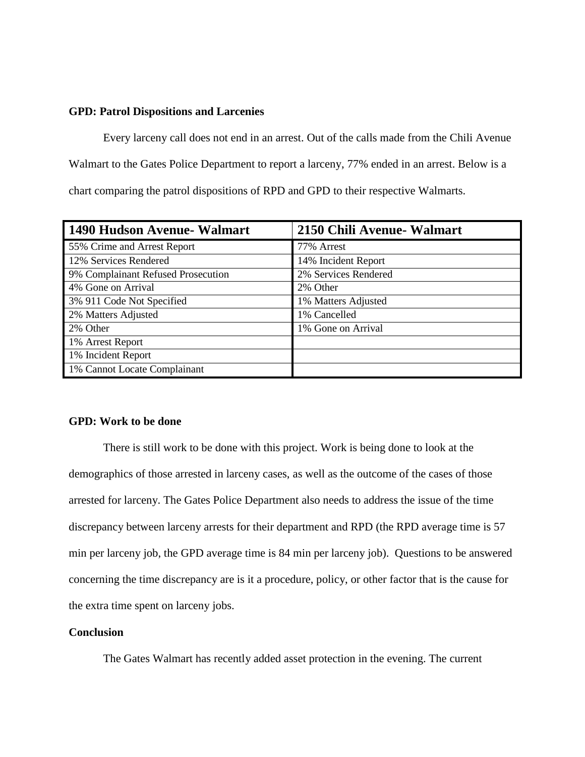**GPD: Patrol Dispositions and Larcenies**

Every larceny call does not end in an arrest. Out of the calls made from the Chili Avenue Walmart to the Gates Police Department to report a larceny, 77% ended in an arrest. Below is a chart comparing the patrol dispositions of RPD and GPD to their respective Walmarts.

| 1490 Hudson Avenue- Walmart | 2150 Chili Avenue- Walmart |
|---|---|
| 55% Crime and Arrest Report | 77% Arrest |
| 12% Services Rendered | 14% Incident Report |
| 9% Complainant Refused Prosecution | 2% Services Rendered |
| 4% Gone on Arrival | 2% Other |
| 3% 911 Code Not Specified | 1% Matters Adjusted |
| 2% Matters Adjusted | 1% Cancelled |
| 2% Other | 1% Gone on Arrival |
| 1% Arrest Report | |
| 1% Incident Report | |
| 1% Cannot Locate Complainant | |

**GPD: Work to be done**

There is still work to be done with this project. Work is being done to look at the demographics of those arrested in larceny cases, as well as the outcome of the cases of those arrested for larceny. The Gates Police Department also needs to address the issue of the time discrepancy between larceny arrests for their department and RPD (the RPD average time is 57 min per larceny job, the GPD average time is 84 min per larceny job). Questions to be answered concerning the time discrepancy are is it a procedure, policy, or other factor that is the cause for the extra time spent on larceny jobs.

**Conclusion**

The Gates Walmart has recently added asset protection in the evening. The current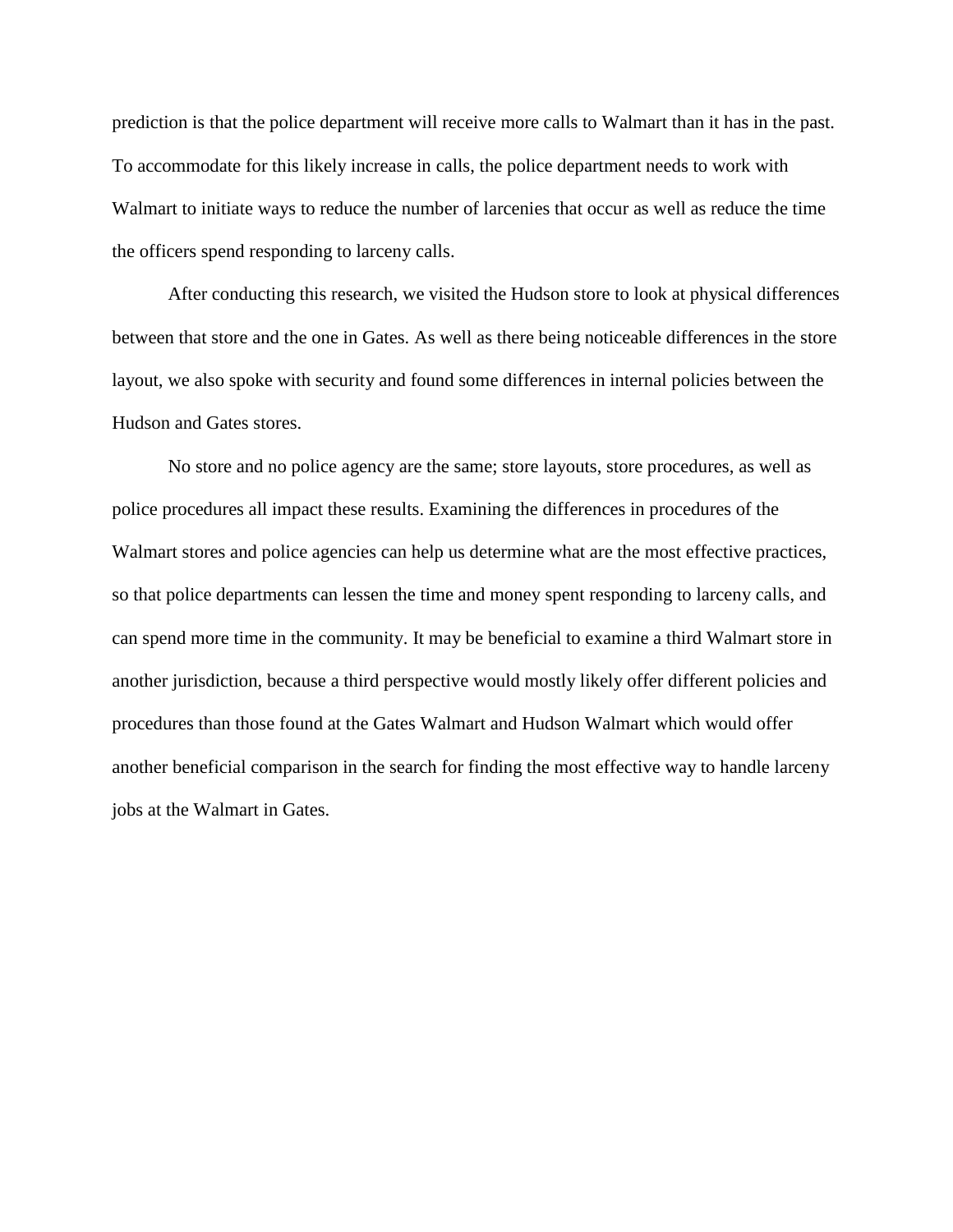prediction is that the police department will receive more calls to Walmart than it has in the past. To accommodate for this likely increase in calls, the police department needs to work with Walmart to initiate ways to reduce the number of larcenies that occur as well as reduce the time the officers spend responding to larceny calls.

After conducting this research, we visited the Hudson store to look at physical differences between that store and the one in Gates. As well as there being noticeable differences in the store layout, we also spoke with security and found some differences in internal policies between the Hudson and Gates stores.

No store and no police agency are the same; store layouts, store procedures, as well as police procedures all impact these results. Examining the differences in procedures of the Walmart stores and police agencies can help us determine what are the most effective practices, so that police departments can lessen the time and money spent responding to larceny calls, and can spend more time in the community. It may be beneficial to examine a third Walmart store in another jurisdiction, because a third perspective would mostly likely offer different policies and procedures than those found at the Gates Walmart and Hudson Walmart which would offer another beneficial comparison in the search for finding the most effective way to handle larceny jobs at the Walmart in Gates.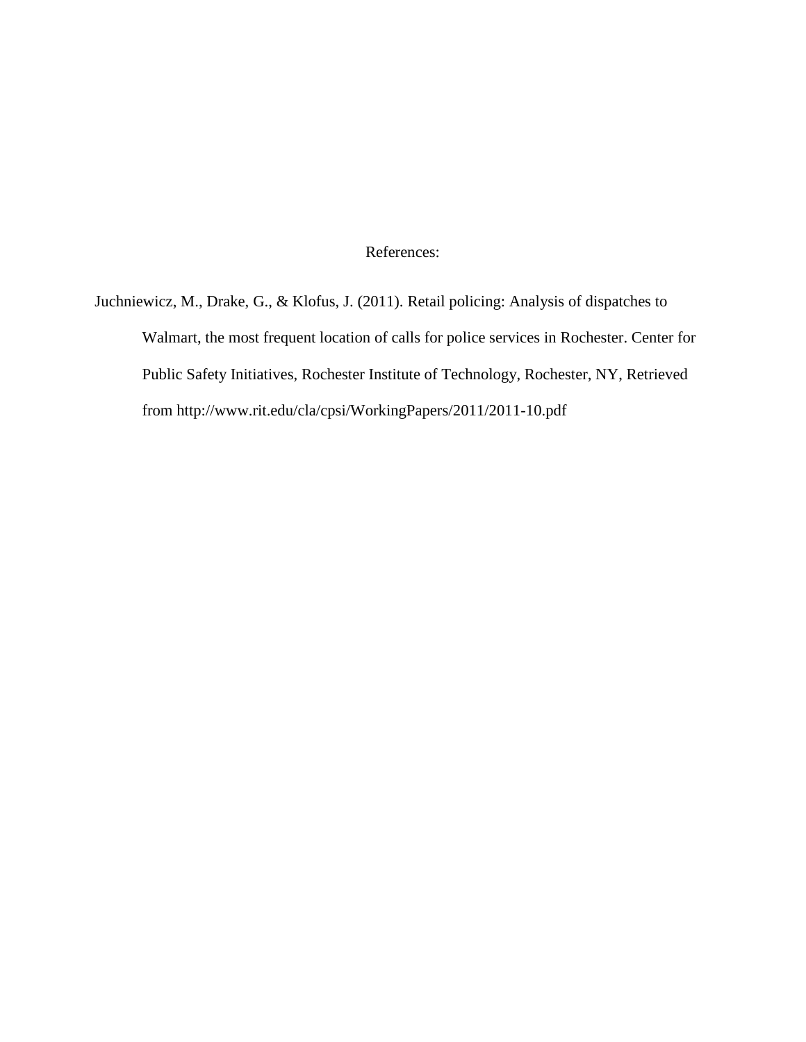# References:

Juchniewicz, M., Drake, G., & Klofus, J. (2011). Retail policing: Analysis of dispatches to Walmart, the most frequent location of calls for police services in Rochester. Center for Public Safety Initiatives, Rochester Institute of Technology, Rochester, NY, Retrieved from http://www.rit.edu/cla/cpsi/WorkingPapers/2011/2011-10.pdf